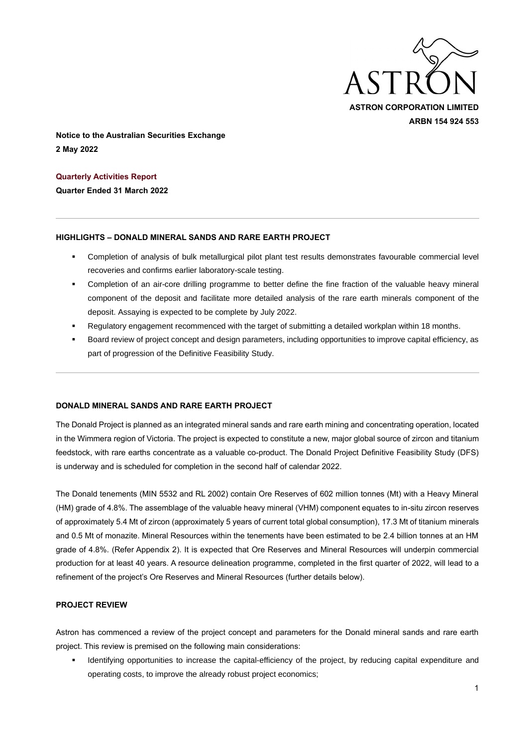ASTRON

**ASTRON CORPORATION LIMITED**

**ARBN 154 924 553**

**Notice to the Australian Securities Exchange**
**2 May 2022**

**Quarterly Activities Report**
**Quarter Ended 31 March 2022**

---

**HIGHLIGHTS – DONALD MINERAL SANDS AND RARE EARTH PROJECT**

- Completion of analysis of bulk metallurgical pilot plant test results demonstrates favourable commercial level recoveries and confirms earlier laboratory-scale testing.
- Completion of an air-core drilling programme to better define the fine fraction of the valuable heavy mineral component of the deposit and facilitate more detailed analysis of the rare earth minerals component of the deposit. Assaying is expected to be complete by July 2022.
- Regulatory engagement recommenced with the target of submitting a detailed workplan within 18 months.
- Board review of project concept and design parameters, including opportunities to improve capital efficiency, as part of progression of the Definitive Feasibility Study.

---

**DONALD MINERAL SANDS AND RARE EARTH PROJECT**

The Donald Project is planned as an integrated mineral sands and rare earth mining and concentrating operation, located in the Wimmera region of Victoria. The project is expected to constitute a new, major global source of zircon and titanium feedstock, with rare earths concentrate as a valuable co-product. The Donald Project Definitive Feasibility Study (DFS) is underway and is scheduled for completion in the second half of calendar 2022.

The Donald tenements (MIN 5532 and RL 2002) contain Ore Reserves of 602 million tonnes (Mt) with a Heavy Mineral (HM) grade of 4.8%. The assemblage of the valuable heavy mineral (VHM) component equates to in-situ zircon reserves of approximately 5.4 Mt of zircon (approximately 5 years of current total global consumption), 17.3 Mt of titanium minerals and 0.5 Mt of monazite. Mineral Resources within the tenements have been estimated to be 2.4 billion tonnes at an HM grade of 4.8%. (Refer Appendix 2). It is expected that Ore Reserves and Mineral Resources will underpin commercial production for at least 40 years. A resource delineation programme, completed in the first quarter of 2022, will lead to a refinement of the project's Ore Reserves and Mineral Resources (further details below).

**PROJECT REVIEW**

Astron has commenced a review of the project concept and parameters for the Donald mineral sands and rare earth project. This review is premised on the following main considerations:

- Identifying opportunities to increase the capital-efficiency of the project, by reducing capital expenditure and operating costs, to improve the already robust project economics;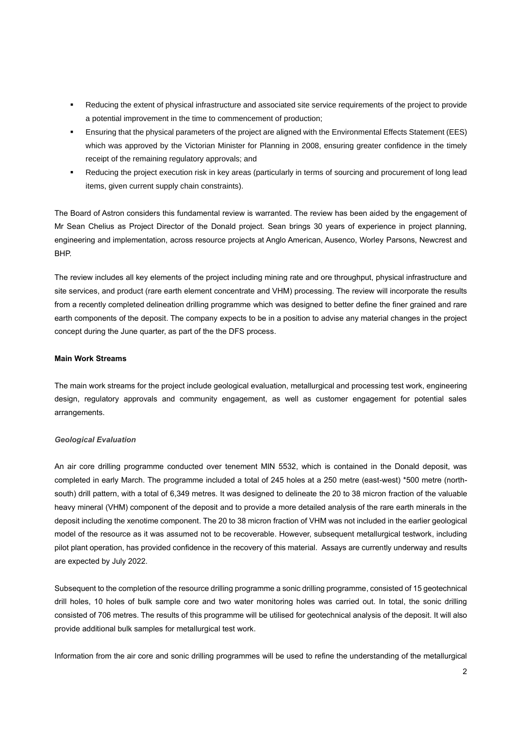- Reducing the extent of physical infrastructure and associated site service requirements of the project to provide a potential improvement in the time to commencement of production;
- Ensuring that the physical parameters of the project are aligned with the Environmental Effects Statement (EES) which was approved by the Victorian Minister for Planning in 2008, ensuring greater confidence in the timely receipt of the remaining regulatory approvals; and
- Reducing the project execution risk in key areas (particularly in terms of sourcing and procurement of long lead items, given current supply chain constraints).

The Board of Astron considers this fundamental review is warranted. The review has been aided by the engagement of Mr Sean Chelius as Project Director of the Donald project. Sean brings 30 years of experience in project planning, engineering and implementation, across resource projects at Anglo American, Ausenco, Worley Parsons, Newcrest and BHP.

The review includes all key elements of the project including mining rate and ore throughput, physical infrastructure and site services, and product (rare earth element concentrate and VHM) processing. The review will incorporate the results from a recently completed delineation drilling programme which was designed to better define the finer grained and rare earth components of the deposit. The company expects to be in a position to advise any material changes in the project concept during the June quarter, as part of the the DFS process.

**Main Work Streams**

The main work streams for the project include geological evaluation, metallurgical and processing test work, engineering design, regulatory approvals and community engagement, as well as customer engagement for potential sales arrangements.

***Geological Evaluation***

An air core drilling programme conducted over tenement MIN 5532, which is contained in the Donald deposit, was completed in early March. The programme included a total of 245 holes at a 250 metre (east-west) *500 metre (north-south) drill pattern, with a total of 6,349 metres. It was designed to delineate the 20 to 38 micron fraction of the valuable heavy mineral (VHM) component of the deposit and to provide a more detailed analysis of the rare earth minerals in the deposit including the xenotime component. The 20 to 38 micron fraction of VHM was not included in the earlier geological model of the resource as it was assumed not to be recoverable. However, subsequent metallurgical testwork, including pilot plant operation, has provided confidence in the recovery of this material. Assays are currently underway and results are expected by July 2022.

Subsequent to the completion of the resource drilling programme a sonic drilling programme, consisted of 15 geotechnical drill holes, 10 holes of bulk sample core and two water monitoring holes was carried out. In total, the sonic drilling consisted of 706 metres. The results of this programme will be utilised for geotechnical analysis of the deposit. It will also provide additional bulk samples for metallurgical test work.

Information from the air core and sonic drilling programmes will be used to refine the understanding of the metallurgical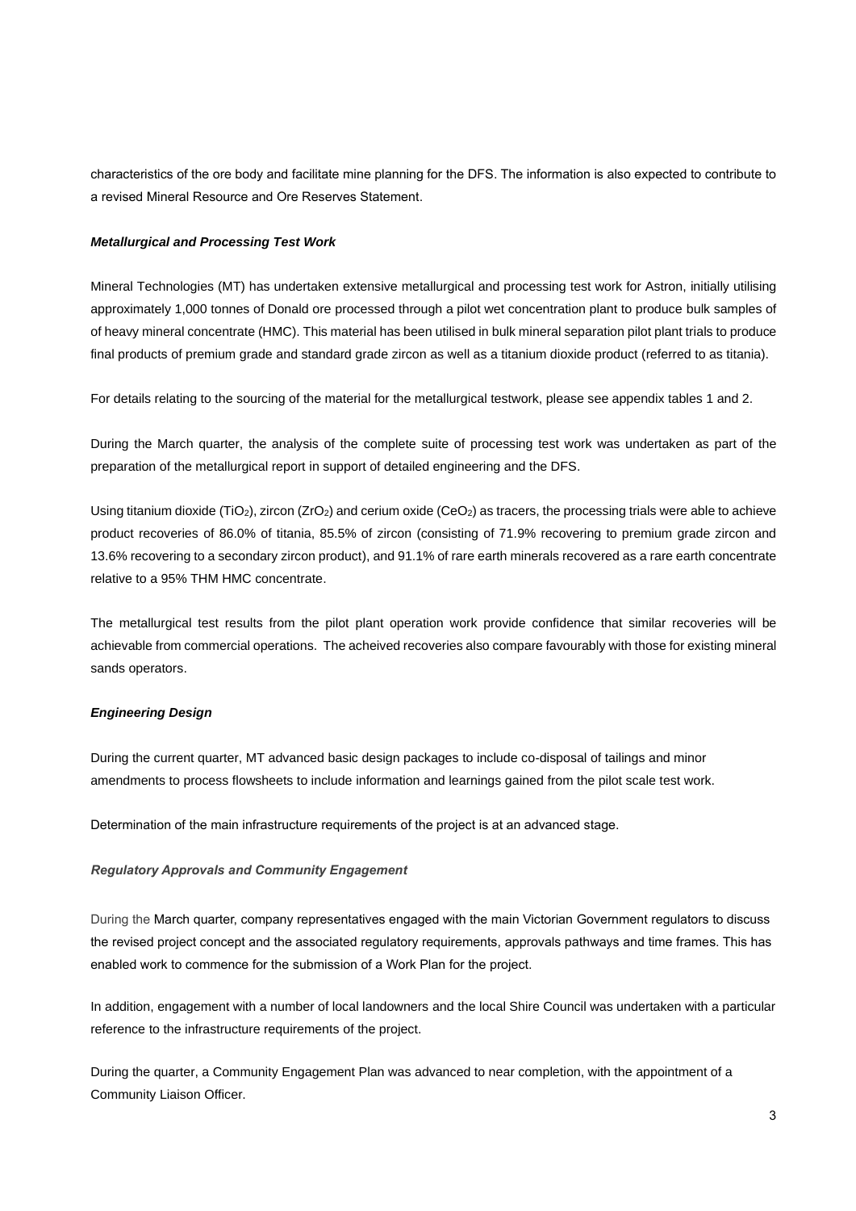characteristics of the ore body and facilitate mine planning for the DFS. The information is also expected to contribute to a revised Mineral Resource and Ore Reserves Statement.

***Metallurgical and Processing Test Work***

Mineral Technologies (MT) has undertaken extensive metallurgical and processing test work for Astron, initially utilising approximately 1,000 tonnes of Donald ore processed through a pilot wet concentration plant to produce bulk samples of of heavy mineral concentrate (HMC). This material has been utilised in bulk mineral separation pilot plant trials to produce final products of premium grade and standard grade zircon as well as a titanium dioxide product (referred to as titania).

For details relating to the sourcing of the material for the metallurgical testwork, please see appendix tables 1 and 2.

During the March quarter, the analysis of the complete suite of processing test work was undertaken as part of the preparation of the metallurgical report in support of detailed engineering and the DFS.

Using titanium dioxide ($TiO_2$), zircon ($ZrO_2$) and cerium oxide ($CeO_2$) as tracers, the processing trials were able to achieve product recoveries of 86.0% of titania, 85.5% of zircon (consisting of 71.9% recovering to premium grade zircon and 13.6% recovering to a secondary zircon product), and 91.1% of rare earth minerals recovered as a rare earth concentrate relative to a 95% THM HMC concentrate.

The metallurgical test results from the pilot plant operation work provide confidence that similar recoveries will be achievable from commercial operations. The acheived recoveries also compare favourably with those for existing mineral sands operators.

***Engineering Design***

During the current quarter, MT advanced basic design packages to include co-disposal of tailings and minor amendments to process flowsheets to include information and learnings gained from the pilot scale test work.

Determination of the main infrastructure requirements of the project is at an advanced stage.

***Regulatory Approvals and Community Engagement***

During the March quarter, company representatives engaged with the main Victorian Government regulators to discuss the revised project concept and the associated regulatory requirements, approvals pathways and time frames. This has enabled work to commence for the submission of a Work Plan for the project.

In addition, engagement with a number of local landowners and the local Shire Council was undertaken with a particular reference to the infrastructure requirements of the project.

During the quarter, a Community Engagement Plan was advanced to near completion, with the appointment of a Community Liaison Officer.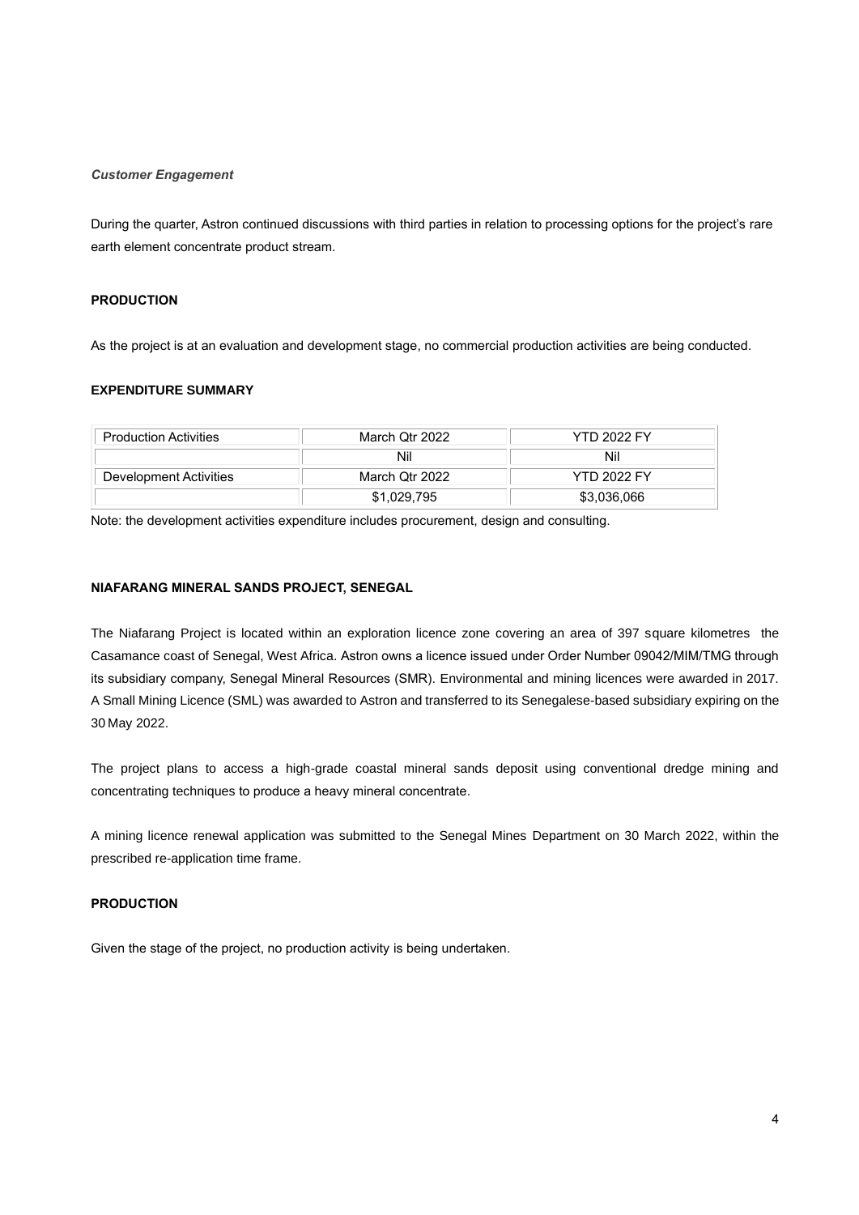*Customer Engagement*

During the quarter, Astron continued discussions with third parties in relation to processing options for the project's rare earth element concentrate product stream.

### PRODUCTION

As the project is at an evaluation and development stage, no commercial production activities are being conducted.

### EXPENDITURE SUMMARY

| Production Activities | March Qtr 2022 | YTD 2022 FY |
|---|---|---|
| | Nil | Nil |
| Development Activities | March Qtr 2022 | YTD 2022 FY |
| | $1,029,795 | $3,036,066 |

Note: the development activities expenditure includes procurement, design and consulting.

### NIAFARANG MINERAL SANDS PROJECT, SENEGAL

The Niafarang Project is located within an exploration licence zone covering an area of 397 square kilometres the Casamance coast of Senegal, West Africa. Astron owns a licence issued under Order Number 09042/MIM/TMG through its subsidiary company, Senegal Mineral Resources (SMR). Environmental and mining licences were awarded in 2017. A Small Mining Licence (SML) was awarded to Astron and transferred to its Senegalese-based subsidiary expiring on the 30 May 2022.

The project plans to access a high-grade coastal mineral sands deposit using conventional dredge mining and concentrating techniques to produce a heavy mineral concentrate.

A mining licence renewal application was submitted to the Senegal Mines Department on 30 March 2022, within the prescribed re-application time frame.

### PRODUCTION

Given the stage of the project, no production activity is being undertaken.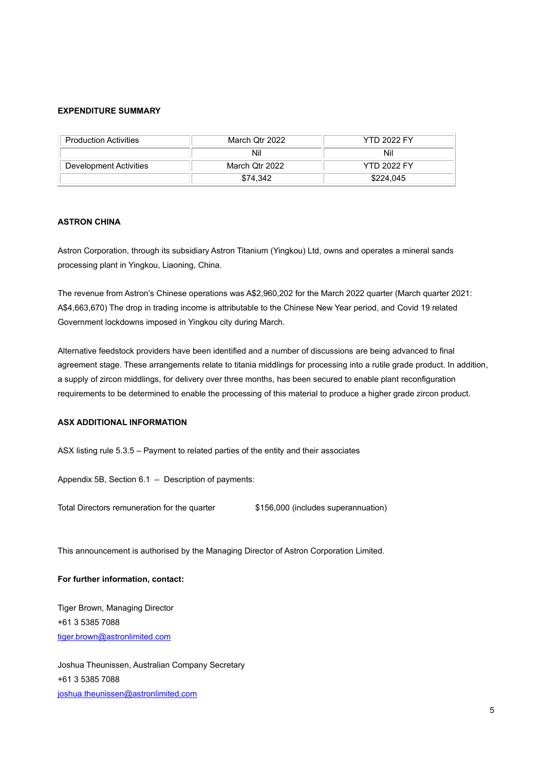**EXPENDITURE SUMMARY**

| Production Activities | March Qtr 2022 | YTD 2022 FY |
|---|---|---|
| | Nil | Nil |
| Development Activities | March Qtr 2022 | YTD 2022 FY |
| | $74,342 | $224,045 |

**ASTRON CHINA**

Astron Corporation, through its subsidiary Astron Titanium (Yingkou) Ltd, owns and operates a mineral sands processing plant in Yingkou, Liaoning, China.

The revenue from Astron's Chinese operations was A$2,960,202 for the March 2022 quarter (March quarter 2021: A$4,663,670) The drop in trading income is attributable to the Chinese New Year period, and Covid 19 related Government lockdowns imposed in Yingkou city during March.

Alternative feedstock providers have been identified and a number of discussions are being advanced to final agreement stage. These arrangements relate to titania middlings for processing into a rutile grade product. In addition, a supply of zircon middlings, for delivery over three months, has been secured to enable plant reconfiguration requirements to be determined to enable the processing of this material to produce a higher grade zircon product.

**ASX ADDITIONAL INFORMATION**

ASX listing rule 5.3.5 – Payment to related parties of the entity and their associates

Appendix 5B, Section 6.1 – Description of payments:

Total Directors remuneration for the quarter $156,000 (includes superannuation)

This announcement is authorised by the Managing Director of Astron Corporation Limited.

**For further information, contact:**

Tiger Brown, Managing Director
+61 3 5385 7088
tiger.brown@astronlimited.com

Joshua Theunissen, Australian Company Secretary
+61 3 5385 7088
joshua.theunissen@astronlimited.com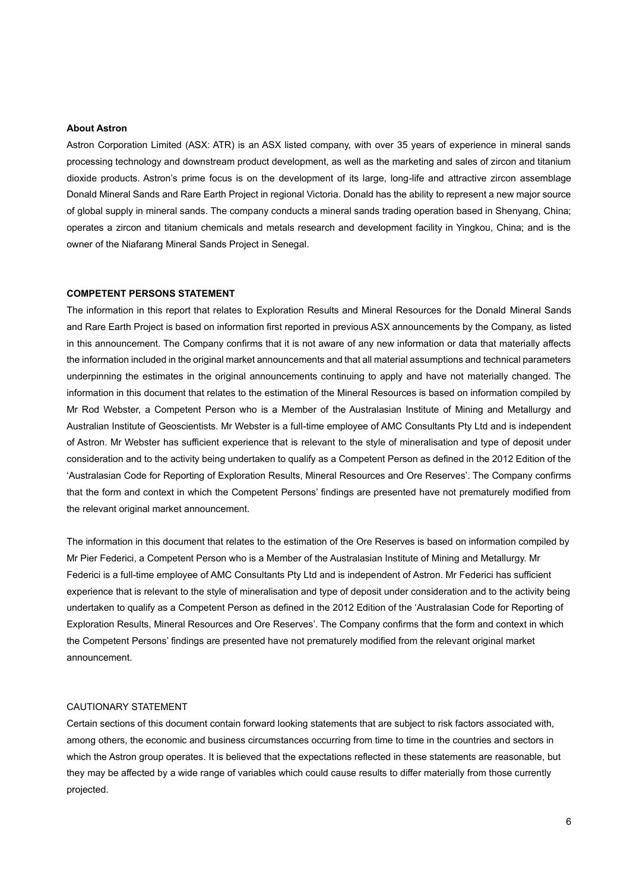**About Astron**

Astron Corporation Limited (ASX: ATR) is an ASX listed company, with over 35 years of experience in mineral sands processing technology and downstream product development, as well as the marketing and sales of zircon and titanium dioxide products. Astron's prime focus is on the development of its large, long-life and attractive zircon assemblage Donald Mineral Sands and Rare Earth Project in regional Victoria. Donald has the ability to represent a new major source of global supply in mineral sands. The company conducts a mineral sands trading operation based in Shenyang, China; operates a zircon and titanium chemicals and metals research and development facility in Yingkou, China; and is the owner of the Niafarang Mineral Sands Project in Senegal.

**COMPETENT PERSONS STATEMENT**

The information in this report that relates to Exploration Results and Mineral Resources for the Donald Mineral Sands and Rare Earth Project is based on information first reported in previous ASX announcements by the Company, as listed in this announcement. The Company confirms that it is not aware of any new information or data that materially affects the information included in the original market announcements and that all material assumptions and technical parameters underpinning the estimates in the original announcements continuing to apply and have not materially changed. The information in this document that relates to the estimation of the Mineral Resources is based on information compiled by Mr Rod Webster, a Competent Person who is a Member of the Australasian Institute of Mining and Metallurgy and Australian Institute of Geoscientists. Mr Webster is a full-time employee of AMC Consultants Pty Ltd and is independent of Astron. Mr Webster has sufficient experience that is relevant to the style of mineralisation and type of deposit under consideration and to the activity being undertaken to qualify as a Competent Person as defined in the 2012 Edition of the 'Australasian Code for Reporting of Exploration Results, Mineral Resources and Ore Reserves'. The Company confirms that the form and context in which the Competent Persons' findings are presented have not prematurely modified from the relevant original market announcement.

The information in this document that relates to the estimation of the Ore Reserves is based on information compiled by Mr Pier Federici, a Competent Person who is a Member of the Australasian Institute of Mining and Metallurgy. Mr Federici is a full-time employee of AMC Consultants Pty Ltd and is independent of Astron. Mr Federici has sufficient experience that is relevant to the style of mineralisation and type of deposit under consideration and to the activity being undertaken to qualify as a Competent Person as defined in the 2012 Edition of the 'Australasian Code for Reporting of Exploration Results, Mineral Resources and Ore Reserves'. The Company confirms that the form and context in which the Competent Persons' findings are presented have not prematurely modified from the relevant original market announcement.

CAUTIONARY STATEMENT

Certain sections of this document contain forward looking statements that are subject to risk factors associated with, among others, the economic and business circumstances occurring from time to time in the countries and sectors in which the Astron group operates. It is believed that the expectations reflected in these statements are reasonable, but they may be affected by a wide range of variables which could cause results to differ materially from those currently projected.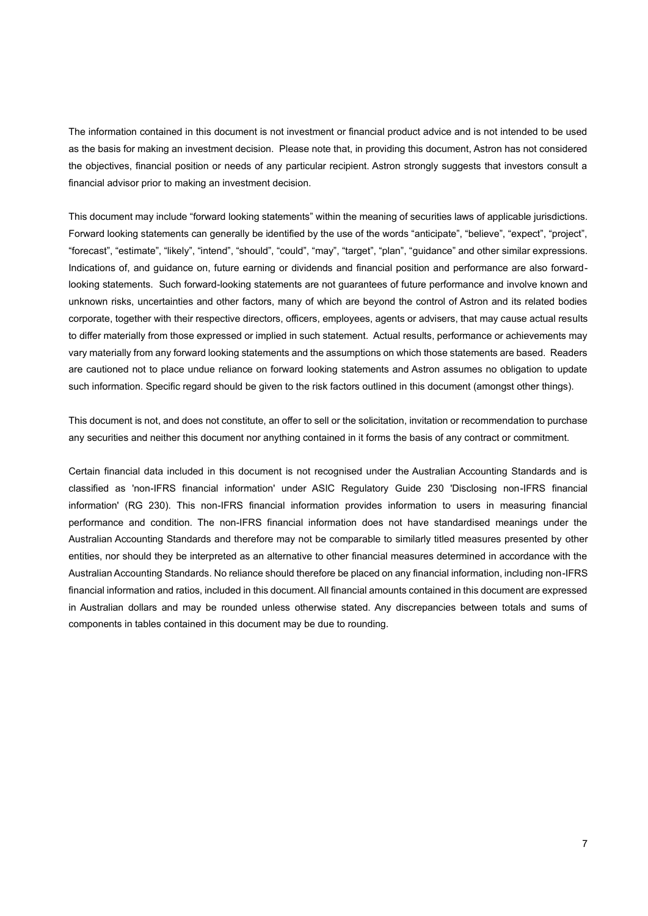The information contained in this document is not investment or financial product advice and is not intended to be used as the basis for making an investment decision. Please note that, in providing this document, Astron has not considered the objectives, financial position or needs of any particular recipient. Astron strongly suggests that investors consult a financial advisor prior to making an investment decision.

This document may include "forward looking statements" within the meaning of securities laws of applicable jurisdictions. Forward looking statements can generally be identified by the use of the words "anticipate", "believe", "expect", "project", "forecast", "estimate", "likely", "intend", "should", "could", "may", "target", "plan", "guidance" and other similar expressions. Indications of, and guidance on, future earning or dividends and financial position and performance are also forward-looking statements. Such forward-looking statements are not guarantees of future performance and involve known and unknown risks, uncertainties and other factors, many of which are beyond the control of Astron and its related bodies corporate, together with their respective directors, officers, employees, agents or advisers, that may cause actual results to differ materially from those expressed or implied in such statement. Actual results, performance or achievements may vary materially from any forward looking statements and the assumptions on which those statements are based. Readers are cautioned not to place undue reliance on forward looking statements and Astron assumes no obligation to update such information. Specific regard should be given to the risk factors outlined in this document (amongst other things).

This document is not, and does not constitute, an offer to sell or the solicitation, invitation or recommendation to purchase any securities and neither this document nor anything contained in it forms the basis of any contract or commitment.

Certain financial data included in this document is not recognised under the Australian Accounting Standards and is classified as 'non-IFRS financial information' under ASIC Regulatory Guide 230 'Disclosing non-IFRS financial information' (RG 230). This non-IFRS financial information provides information to users in measuring financial performance and condition. The non-IFRS financial information does not have standardised meanings under the Australian Accounting Standards and therefore may not be comparable to similarly titled measures presented by other entities, nor should they be interpreted as an alternative to other financial measures determined in accordance with the Australian Accounting Standards. No reliance should therefore be placed on any financial information, including non-IFRS financial information and ratios, included in this document. All financial amounts contained in this document are expressed in Australian dollars and may be rounded unless otherwise stated. Any discrepancies between totals and sums of components in tables contained in this document may be due to rounding.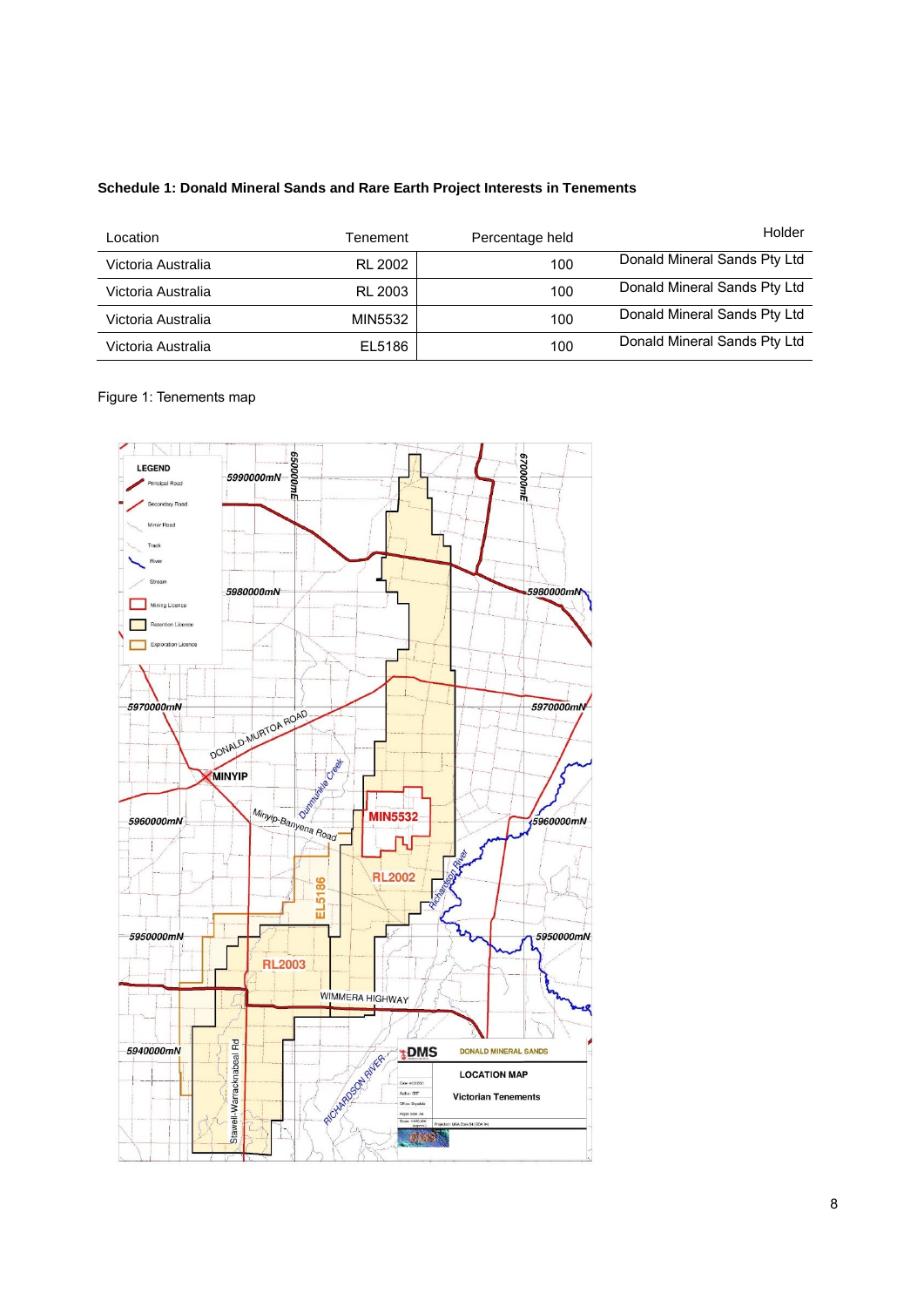**Schedule 1: Donald Mineral Sands and Rare Earth Project Interests in Tenements**

| Location | Tenement | Percentage held | Holder |
|---|---|---|---|
| Victoria Australia | RL 2002 | 100 | Donald Mineral Sands Pty Ltd |
| Victoria Australia | RL 2003 | 100 | Donald Mineral Sands Pty Ltd |
| Victoria Australia | MIN5532 | 100 | Donald Mineral Sands Pty Ltd |
| Victoria Australia | EL5186 | 100 | Donald Mineral Sands Pty Ltd |

Figure 1: Tenements map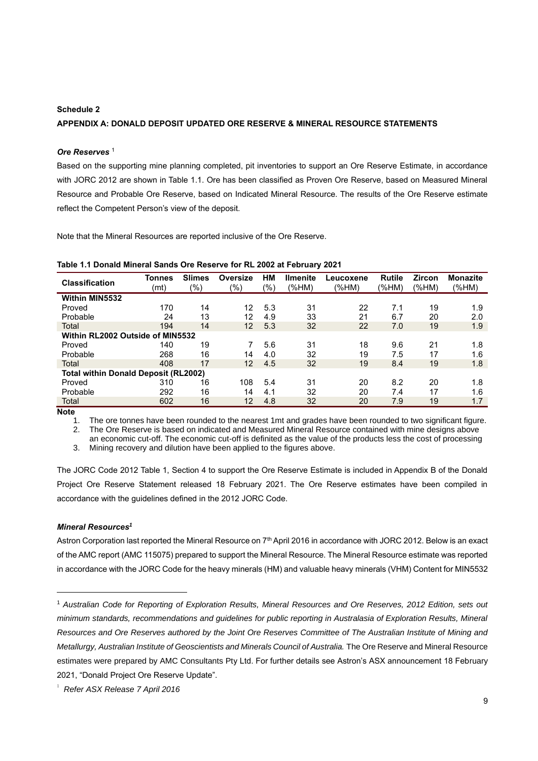**Schedule 2**

**APPENDIX A: DONALD DEPOSIT UPDATED ORE RESERVE & MINERAL RESOURCE STATEMENTS**

***Ore Reserves*** [1]

Based on the supporting mine planning completed, pit inventories to support an Ore Reserve Estimate, in accordance with JORC 2012 are shown in Table 1.1. Ore has been classified as Proven Ore Reserve, based on Measured Mineral Resource and Probable Ore Reserve, based on Indicated Mineral Resource. The results of the Ore Reserve estimate reflect the Competent Person's view of the deposit.

Note that the Mineral Resources are reported inclusive of the Ore Reserve.

**Table 1.1 Donald Mineral Sands Ore Reserve for RL 2002 at February 2021**

| Classification | Tonnes (mt) | Slimes (%) | Oversize (%) | HM (%) | Ilmenite (%HM) | Leucoxene (%HM) | Rutile (%HM) | Zircon (%HM) | Monazite (%HM) |
|---|---|---|---|---|---|---|---|---|---|
| **Within MIN5532** | | | | | | | | | |
| Proved | 170 | 14 | 12 | 5.3 | 31 | 22 | 7.1 | 19 | 1.9 |
| Probable | 24 | 13 | 12 | 4.9 | 33 | 21 | 6.7 | 20 | 2.0 |
| Total | 194 | 14 | 12 | 5.3 | 32 | 22 | 7.0 | 19 | 1.9 |
| **Within RL2002 Outside of MIN5532** | | | | | | | | | |
| Proved | 140 | 19 | 7 | 5.6 | 31 | 18 | 9.6 | 21 | 1.8 |
| Probable | 268 | 16 | 14 | 4.0 | 32 | 19 | 7.5 | 17 | 1.6 |
| Total | 408 | 17 | 12 | 4.5 | 32 | 19 | 8.4 | 19 | 1.8 |
| **Total within Donald Deposit (RL2002)** | | | | | | | | | |
| Proved | 310 | 16 | 108 | 5.4 | 31 | 20 | 8.2 | 20 | 1.8 |
| Probable | 292 | 16 | 14 | 4.1 | 32 | 20 | 7.4 | 17 | 1.6 |
| Total | 602 | 16 | 12 | 4.8 | 32 | 20 | 7.9 | 19 | 1.7 |

**Note**

1. The ore tonnes have been rounded to the nearest 1mt and grades have been rounded to two significant figure.
2. The Ore Reserve is based on indicated and Measured Mineral Resource contained with mine designs above an economic cut-off. The economic cut-off is definited as the value of the products less the cost of processing
3. Mining recovery and dilution have been applied to the figures above.

The JORC Code 2012 Table 1, Section 4 to support the Ore Reserve Estimate is included in Appendix B of the Donald Project Ore Reserve Statement released 18 February 2021. The Ore Reserve estimates have been compiled in accordance with the guidelines defined in the 2012 JORC Code.

***Mineral Resources*** [1]

Astron Corporation last reported the Mineral Resource on 7th April 2016 in accordance with JORC 2012. Below is an exact of the AMC report (AMC 115075) prepared to support the Mineral Resource. The Mineral Resource estimate was reported in accordance with the JORC Code for the heavy minerals (HM) and valuable heavy minerals (VHM) Content for MIN5532

---

[1] *Australian Code for Reporting of Exploration Results, Mineral Resources and Ore Reserves, 2012 Edition, sets out minimum standards, recommendations and guidelines for public reporting in Australasia of Exploration Results, Mineral Resources and Ore Reserves authored by the Joint Ore Reserves Committee of The Australian Institute of Mining and Metallurgy, Australian Institute of Geoscientists and Minerals Council of Australia.* The Ore Reserve and Mineral Resource estimates were prepared by AMC Consultants Pty Ltd. For further details see Astron's ASX announcement 18 February 2021, "Donald Project Ore Reserve Update".

[1] *Refer ASX Release 7 April 2016*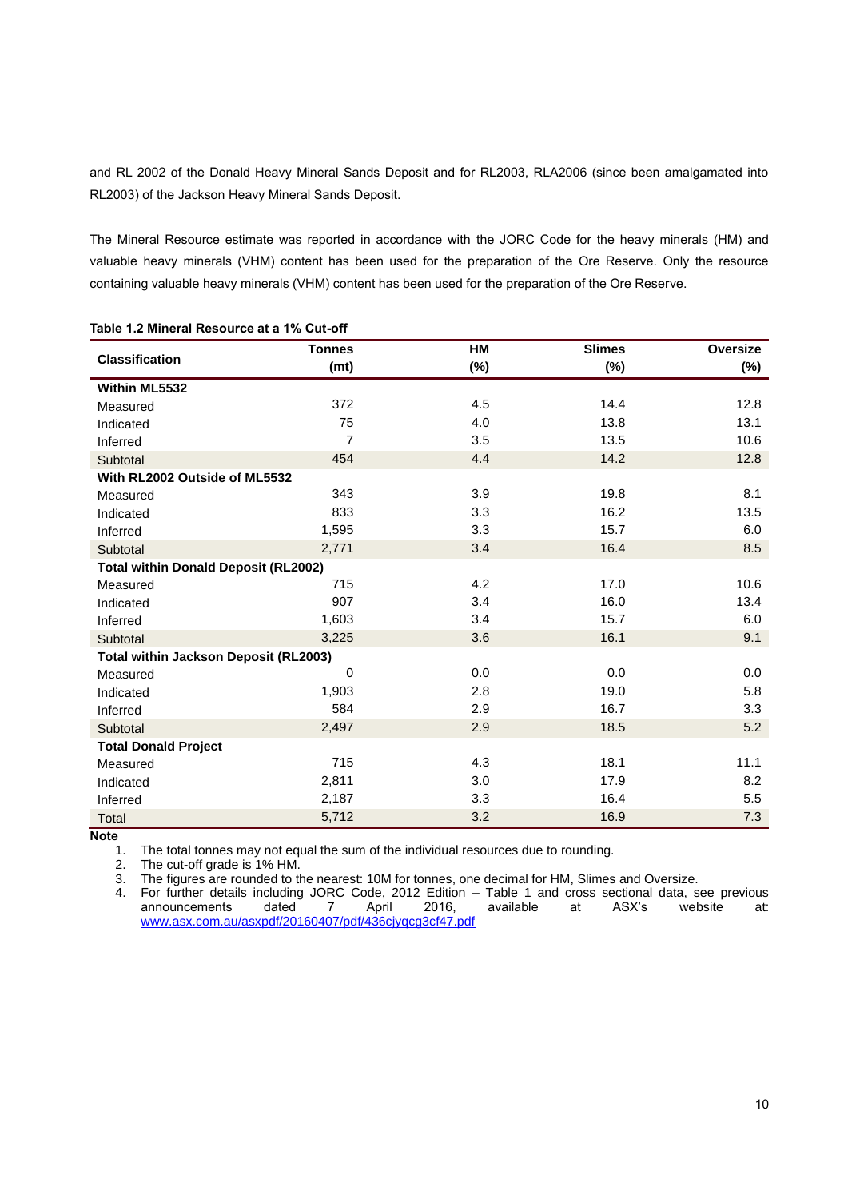and RL 2002 of the Donald Heavy Mineral Sands Deposit and for RL2003, RLA2006 (since been amalgamated into RL2003) of the Jackson Heavy Mineral Sands Deposit.

The Mineral Resource estimate was reported in accordance with the JORC Code for the heavy minerals (HM) and valuable heavy minerals (VHM) content has been used for the preparation of the Ore Reserve. Only the resource containing valuable heavy minerals (VHM) content has been used for the preparation of the Ore Reserve.

**Table 1.2 Mineral Resource at a 1% Cut-off**

| Classification | Tonnes (mt) | HM (%) | Slimes (%) | Oversize (%) |
|---|---|---|---|---|
| **Within ML5532** | | | | |
| Measured | 372 | 4.5 | 14.4 | 12.8 |
| Indicated | 75 | 4.0 | 13.8 | 13.1 |
| Inferred | 7 | 3.5 | 13.5 | 10.6 |
| Subtotal | 454 | 4.4 | 14.2 | 12.8 |
| **With RL2002 Outside of ML5532** | | | | |
| Measured | 343 | 3.9 | 19.8 | 8.1 |
| Indicated | 833 | 3.3 | 16.2 | 13.5 |
| Inferred | 1,595 | 3.3 | 15.7 | 6.0 |
| Subtotal | 2,771 | 3.4 | 16.4 | 8.5 |
| **Total within Donald Deposit (RL2002)** | | | | |
| Measured | 715 | 4.2 | 17.0 | 10.6 |
| Indicated | 907 | 3.4 | 16.0 | 13.4 |
| Inferred | 1,603 | 3.4 | 15.7 | 6.0 |
| Subtotal | 3,225 | 3.6 | 16.1 | 9.1 |
| **Total within Jackson Deposit (RL2003)** | | | | |
| Measured | 0 | 0.0 | 0.0 | 0.0 |
| Indicated | 1,903 | 2.8 | 19.0 | 5.8 |
| Inferred | 584 | 2.9 | 16.7 | 3.3 |
| Subtotal | 2,497 | 2.9 | 18.5 | 5.2 |
| **Total Donald Project** | | | | |
| Measured | 715 | 4.3 | 18.1 | 11.1 |
| Indicated | 2,811 | 3.0 | 17.9 | 8.2 |
| Inferred | 2,187 | 3.3 | 16.4 | 5.5 |
| Total | 5,712 | 3.2 | 16.9 | 7.3 |

**Note**

1. The total tonnes may not equal the sum of the individual resources due to rounding.
2. The cut-off grade is 1% HM.
3. The figures are rounded to the nearest: 10M for tonnes, one decimal for HM, Slimes and Oversize.
4. For further details including JORC Code, 2012 Edition – Table 1 and cross sectional data, see previous announcements dated 7 April 2016, available at ASX's website at: www.asx.com.au/asxpdf/20160407/pdf/436cjyqcg3cf47.pdf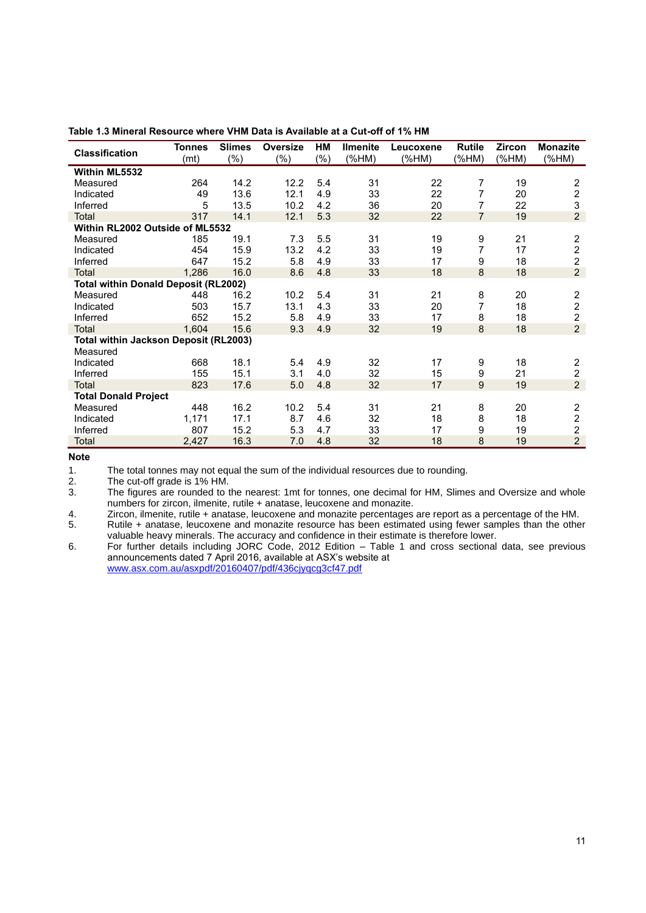**Table 1.3 Mineral Resource where VHM Data is Available at a Cut-off of 1% HM**

| Classification | Tonnes (mt) | Slimes (%) | Oversize (%) | HM (%) | Ilmenite (%HM) | Leucoxene (%HM) | Rutile (%HM) | Zircon (%HM) | Monazite (%HM) |
|---|---|---|---|---|---|---|---|---|---|
| **Within ML5532** | | | | | | | | | |
| Measured | 264 | 14.2 | 12.2 | 5.4 | 31 | 22 | 7 | 19 | 2 |
| Indicated | 49 | 13.6 | 12.1 | 4.9 | 33 | 22 | 7 | 20 | 2 |
| Inferred | 5 | 13.5 | 10.2 | 4.2 | 36 | 20 | 7 | 22 | 3 |
| Total | 317 | 14.1 | 12.1 | 5.3 | 32 | 22 | 7 | 19 | 2 |
| **Within RL2002 Outside of ML5532** | | | | | | | | | |
| Measured | 185 | 19.1 | 7.3 | 5.5 | 31 | 19 | 9 | 21 | 2 |
| Indicated | 454 | 15.9 | 13.2 | 4.2 | 33 | 19 | 7 | 17 | 2 |
| Inferred | 647 | 15.2 | 5.8 | 4.9 | 33 | 17 | 9 | 18 | 2 |
| Total | 1,286 | 16.0 | 8.6 | 4.8 | 33 | 18 | 8 | 18 | 2 |
| **Total within Donald Deposit (RL2002)** | | | | | | | | | |
| Measured | 448 | 16.2 | 10.2 | 5.4 | 31 | 21 | 8 | 20 | 2 |
| Indicated | 503 | 15.7 | 13.1 | 4.3 | 33 | 20 | 7 | 18 | 2 |
| Inferred | 652 | 15.2 | 5.8 | 4.9 | 33 | 17 | 8 | 18 | 2 |
| Total | 1,604 | 15.6 | 9.3 | 4.9 | 32 | 19 | 8 | 18 | 2 |
| **Total within Jackson Deposit (RL2003)** | | | | | | | | | |
| Measured | | | | | | | | | |
| Indicated | 668 | 18.1 | 5.4 | 4.9 | 32 | 17 | 9 | 18 | 2 |
| Inferred | 155 | 15.1 | 3.1 | 4.0 | 32 | 15 | 9 | 21 | 2 |
| Total | 823 | 17.6 | 5.0 | 4.8 | 32 | 17 | 9 | 19 | 2 |
| **Total Donald Project** | | | | | | | | | |
| Measured | 448 | 16.2 | 10.2 | 5.4 | 31 | 21 | 8 | 20 | 2 |
| Indicated | 1,171 | 17.1 | 8.7 | 4.6 | 32 | 18 | 8 | 18 | 2 |
| Inferred | 807 | 15.2 | 5.3 | 4.7 | 33 | 17 | 9 | 19 | 2 |
| Total | 2,427 | 16.3 | 7.0 | 4.8 | 32 | 18 | 8 | 19 | 2 |

**Note**

1. The total tonnes may not equal the sum of the individual resources due to rounding.
2. The cut-off grade is 1% HM.
3. The figures are rounded to the nearest: 1mt for tonnes, one decimal for HM, Slimes and Oversize and whole numbers for zircon, ilmenite, rutile + anatase, leucoxene and monazite.
4. Zircon, ilmenite, rutile + anatase, leucoxene and monazite percentages are report as a percentage of the HM.
5. Rutile + anatase, leucoxene and monazite resource has been estimated using fewer samples than the other valuable heavy minerals. The accuracy and confidence in their estimate is therefore lower.
6. For further details including JORC Code, 2012 Edition – Table 1 and cross sectional data, see previous announcements dated 7 April 2016, available at ASX's website at www.asx.com.au/asxpdf/20160407/pdf/436cjyqcg3cf47.pdf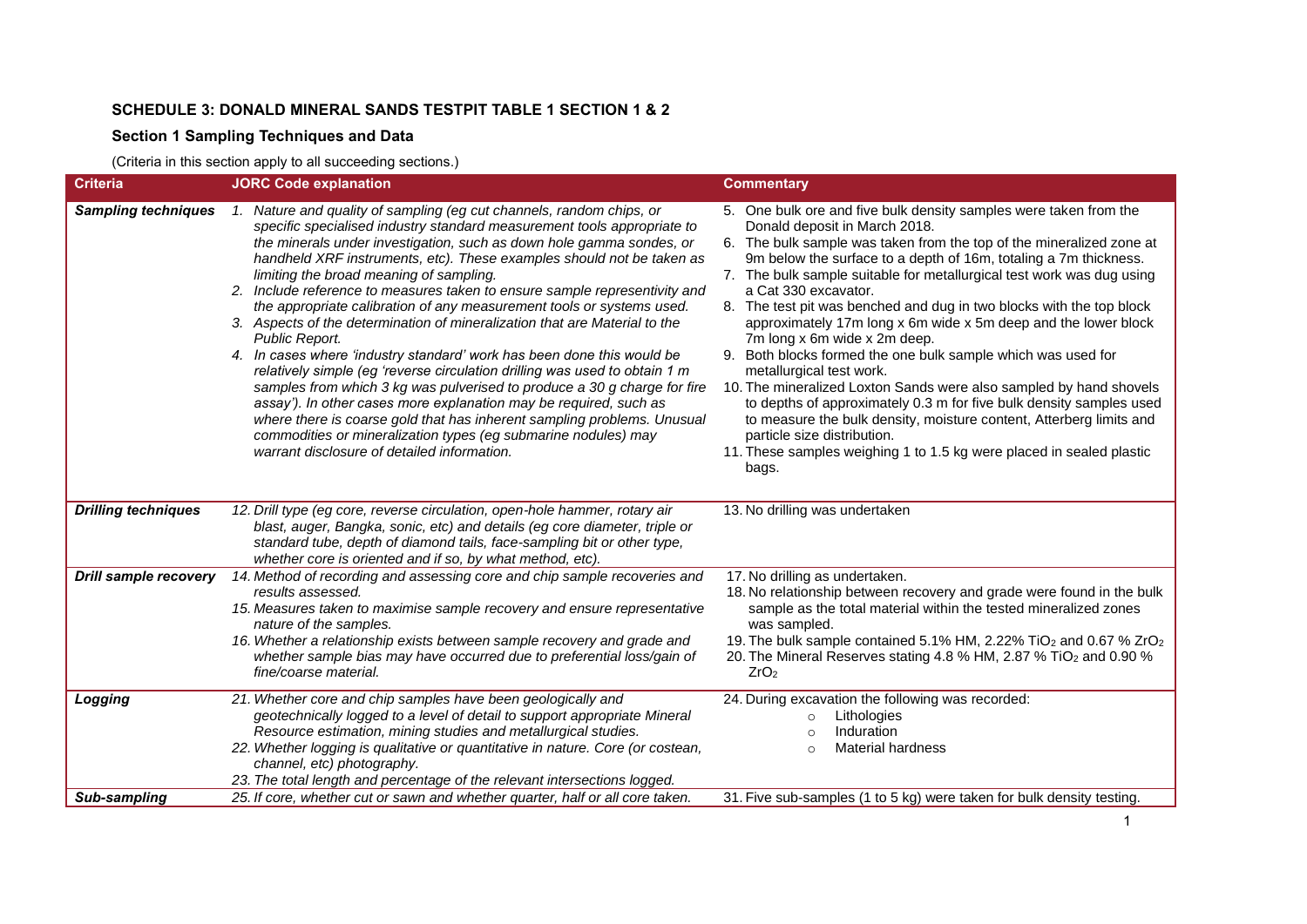## SCHEDULE 3: DONALD MINERAL SANDS TESTPIT TABLE 1 SECTION 1 & 2

### Section 1 Sampling Techniques and Data

(Criteria in this section apply to all succeeding sections.)

| Criteria | JORC Code explanation | Commentary |
|---|---|---|
| ***Sampling techniques*** | *1. Nature and quality of sampling (eg cut channels, random chips, or specific specialised industry standard measurement tools appropriate to the minerals under investigation, such as down hole gamma sondes, or handheld XRF instruments, etc). These examples should not be taken as limiting the broad meaning of sampling.*<br>*2. Include reference to measures taken to ensure sample representivity and the appropriate calibration of any measurement tools or systems used.*<br>*3. Aspects of the determination of mineralization that are Material to the Public Report.*<br>*4. In cases where 'industry standard' work has been done this would be relatively simple (eg 'reverse circulation drilling was used to obtain 1 m samples from which 3 kg was pulverised to produce a 30 g charge for fire assay'). In other cases more explanation may be required, such as where there is coarse gold that has inherent sampling problems. Unusual commodities or mineralization types (eg submarine nodules) may warrant disclosure of detailed information.* | 5. One bulk ore and five bulk density samples were taken from the Donald deposit in March 2018.<br>6. The bulk sample was taken from the top of the mineralized zone at 9m below the surface to a depth of 16m, totaling a 7m thickness.<br>7. The bulk sample suitable for metallurgical test work was dug using a Cat 330 excavator.<br>8. The test pit was benched and dug in two blocks with the top block approximately 17m long x 6m wide x 5m deep and the lower block 7m long x 6m wide x 2m deep.<br>9. Both blocks formed the one bulk sample which was used for metallurgical test work.<br>10. The mineralized Loxton Sands were also sampled by hand shovels to depths of approximately 0.3 m for five bulk density samples used to measure the bulk density, moisture content, Atterberg limits and particle size distribution.<br>11. These samples weighing 1 to 1.5 kg were placed in sealed plastic bags. |
| ***Drilling techniques*** | *12. Drill type (eg core, reverse circulation, open-hole hammer, rotary air blast, auger, Bangka, sonic, etc) and details (eg core diameter, triple or standard tube, depth of diamond tails, face-sampling bit or other type, whether core is oriented and if so, by what method, etc).* | 13. No drilling was undertaken |
| ***Drill sample recovery*** | *14. Method of recording and assessing core and chip sample recoveries and results assessed.*<br>*15. Measures taken to maximise sample recovery and ensure representative nature of the samples.*<br>*16. Whether a relationship exists between sample recovery and grade and whether sample bias may have occurred due to preferential loss/gain of fine/coarse material.* | 17. No drilling as undertaken.<br>18. No relationship between recovery and grade were found in the bulk sample as the total material within the tested mineralized zones was sampled.<br>19. The bulk sample contained 5.1% HM, 2.22% $TiO_2$ and 0.67 % $ZrO_2$<br>20. The Mineral Reserves stating 4.8 % HM, 2.87 % $TiO_2$ and 0.90 % $ZrO_2$ |
| ***Logging*** | *21. Whether core and chip samples have been geologically and geotechnically logged to a level of detail to support appropriate Mineral Resource estimation, mining studies and metallurgical studies.*<br>*22. Whether logging is qualitative or quantitative in nature. Core (or costean, channel, etc) photography.*<br>*23. The total length and percentage of the relevant intersections logged.* | 24. During excavation the following was recorded:<br>○ Lithologies<br>○ Induration<br>○ Material hardness |
| ***Sub-sampling*** | *25. If core, whether cut or sawn and whether quarter, half or all core taken.* | 31. Five sub-samples (1 to 5 kg) were taken for bulk density testing. |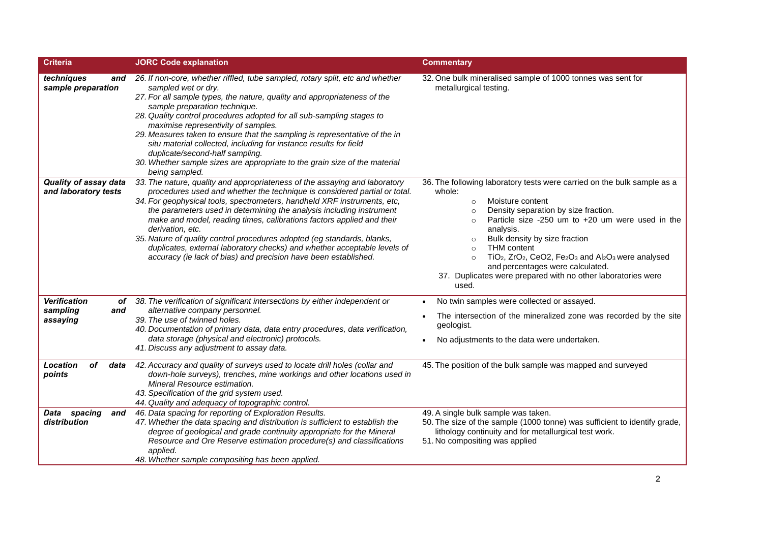| Criteria | JORC Code explanation | Commentary |
|---|---|---|
| ***techniques and sample preparation*** | *26. If non-core, whether riffled, tube sampled, rotary split, etc and whether sampled wet or dry.*<br>*27. For all sample types, the nature, quality and appropriateness of the sample preparation technique.*<br>*28. Quality control procedures adopted for all sub-sampling stages to maximise representivity of samples.*<br>*29. Measures taken to ensure that the sampling is representative of the in situ material collected, including for instance results for field duplicate/second-half sampling.*<br>*30. Whether sample sizes are appropriate to the grain size of the material being sampled.* | 32. One bulk mineralised sample of 1000 tonnes was sent for metallurgical testing. |
| ***Quality of assay data and laboratory tests*** | *33. The nature, quality and appropriateness of the assaying and laboratory procedures used and whether the technique is considered partial or total.*<br>*34. For geophysical tools, spectrometers, handheld XRF instruments, etc, the parameters used in determining the analysis including instrument make and model, reading times, calibrations factors applied and their derivation, etc.*<br>*35. Nature of quality control procedures adopted (eg standards, blanks, duplicates, external laboratory checks) and whether acceptable levels of accuracy (ie lack of bias) and precision have been established.* | 36. The following laboratory tests were carried on the bulk sample as a whole:<br>○ Moisture content<br>○ Density separation by size fraction.<br>○ Particle size -250 um to +20 um were used in the analysis.<br>○ Bulk density by size fraction<br>○ THM content<br>○ $TiO_2$, $ZrO_2$, CeO2, $Fe_2O_3$ and $Al_2O_3$ were analysed and percentages were calculated.<br>37. Duplicates were prepared with no other laboratories were used. |
| ***Verification of sampling and assaying*** | *38. The verification of significant intersections by either independent or alternative company personnel.*<br>*39. The use of twinned holes.*<br>*40. Documentation of primary data, data entry procedures, data verification, data storage (physical and electronic) protocols.*<br>*41. Discuss any adjustment to assay data.* | • No twin samples were collected or assayed.<br>• The intersection of the mineralized zone was recorded by the site geologist.<br>• No adjustments to the data were undertaken. |
| ***Location of data points*** | *42. Accuracy and quality of surveys used to locate drill holes (collar and down-hole surveys), trenches, mine workings and other locations used in Mineral Resource estimation.*<br>*43. Specification of the grid system used.*<br>*44. Quality and adequacy of topographic control.* | 45. The position of the bulk sample was mapped and surveyed |
| ***Data spacing and distribution*** | *46. Data spacing for reporting of Exploration Results.*<br>*47. Whether the data spacing and distribution is sufficient to establish the degree of geological and grade continuity appropriate for the Mineral Resource and Ore Reserve estimation procedure(s) and classifications applied.*<br>*48. Whether sample compositing has been applied.* | 49. A single bulk sample was taken.<br>50. The size of the sample (1000 tonne) was sufficient to identify grade, lithology continuity and for metallurgical test work.<br>51. No compositing was applied |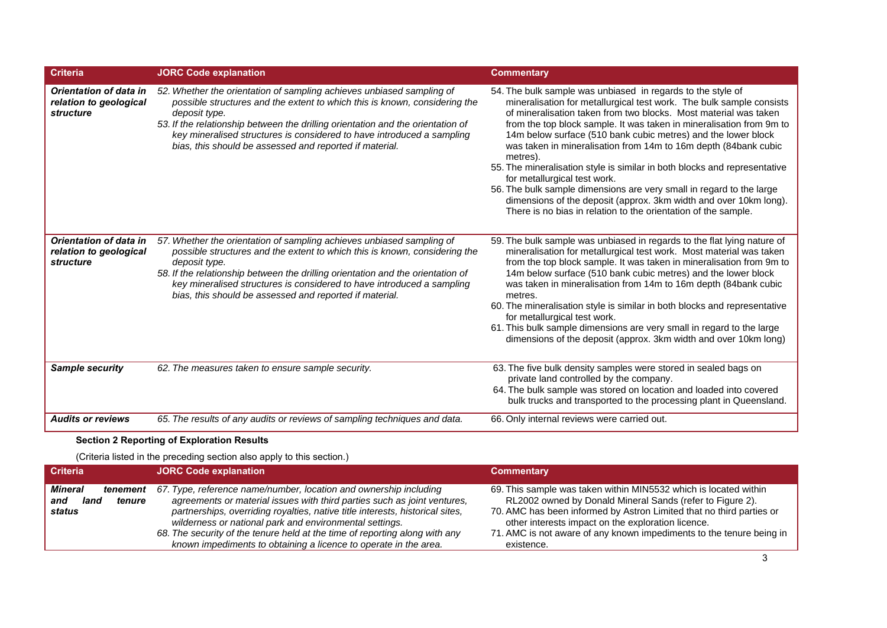| Criteria | JORC Code explanation | Commentary |
|---|---|---|
| ***Orientation of data in relation to geological structure*** | *52. Whether the orientation of sampling achieves unbiased sampling of possible structures and the extent to which this is known, considering the deposit type.*<br>*53. If the relationship between the drilling orientation and the orientation of key mineralised structures is considered to have introduced a sampling bias, this should be assessed and reported if material.* | 54. The bulk sample was unbiased in regards to the style of mineralisation for metallurgical test work. The bulk sample consists of mineralisation taken from two blocks. Most material was taken from the top block sample. It was taken in mineralisation from 9m to 14m below surface (510 bank cubic metres) and the lower block was taken in mineralisation from 14m to 16m depth (84bank cubic metres).<br>55. The mineralisation style is similar in both blocks and representative for metallurgical test work.<br>56. The bulk sample dimensions are very small in regard to the large dimensions of the deposit (approx. 3km width and over 10km long). There is no bias in relation to the orientation of the sample. |
| ***Orientation of data in relation to geological structure*** | *57. Whether the orientation of sampling achieves unbiased sampling of possible structures and the extent to which this is known, considering the deposit type.*<br>*58. If the relationship between the drilling orientation and the orientation of key mineralised structures is considered to have introduced a sampling bias, this should be assessed and reported if material.* | 59. The bulk sample was unbiased in regards to the flat lying nature of mineralisation for metallurgical test work. Most material was taken from the top block sample. It was taken in mineralisation from 9m to 14m below surface (510 bank cubic metres) and the lower block was taken in mineralisation from 14m to 16m depth (84bank cubic metres.<br>60. The mineralisation style is similar in both blocks and representative for metallurgical test work.<br>61. This bulk sample dimensions are very small in regard to the large dimensions of the deposit (approx. 3km width and over 10km long) |
| ***Sample security*** | *62. The measures taken to ensure sample security.* | 63. The five bulk density samples were stored in sealed bags on private land controlled by the company.<br>64. The bulk sample was stored on location and loaded into covered bulk trucks and transported to the processing plant in Queensland. |
| ***Audits or reviews*** | *65. The results of any audits or reviews of sampling techniques and data.* | 66. Only internal reviews were carried out. |

### Section 2 Reporting of Exploration Results

(Criteria listed in the preceding section also apply to this section.)

| Criteria | JORC Code explanation | Commentary |
|---|---|---|
| ***Mineral tenement and land tenure status*** | *67. Type, reference name/number, location and ownership including agreements or material issues with third parties such as joint ventures, partnerships, overriding royalties, native title interests, historical sites, wilderness or national park and environmental settings.*<br>*68. The security of the tenure held at the time of reporting along with any known impediments to obtaining a licence to operate in the area.* | 69. This sample was taken within MIN5532 which is located within RL2002 owned by Donald Mineral Sands (refer to Figure 2).<br>70. AMC has been informed by Astron Limited that no third parties or other interests impact on the exploration licence.<br>71. AMC is not aware of any known impediments to the tenure being in existence. |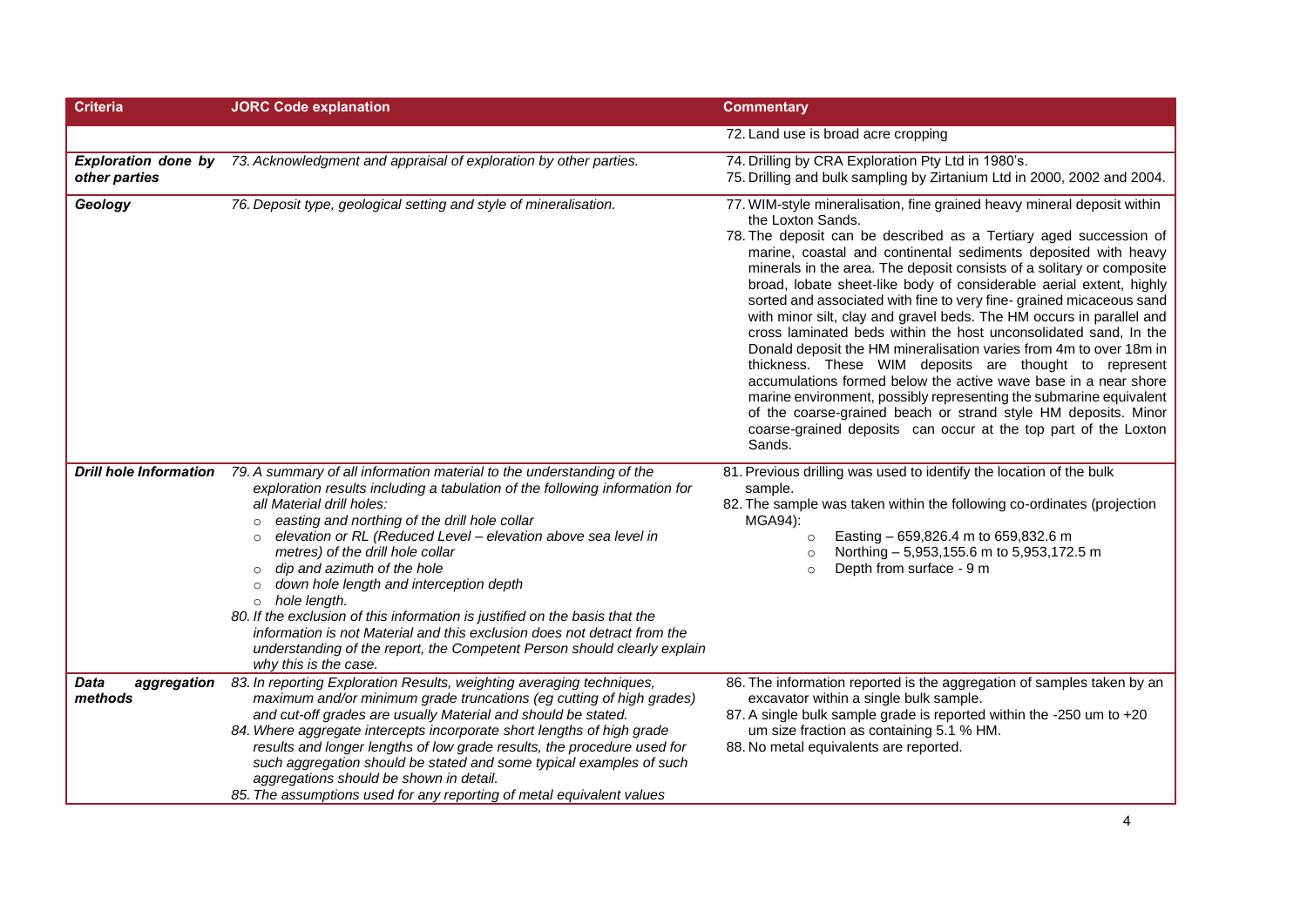| Criteria | JORC Code explanation | Commentary |
|---|---|---|
| | | 72. Land use is broad acre cropping |
| ***Exploration done by other parties*** | *73. Acknowledgment and appraisal of exploration by other parties.* | 74. Drilling by CRA Exploration Pty Ltd in 1980's.<br>75. Drilling and bulk sampling by Zirtanium Ltd in 2000, 2002 and 2004. |
| ***Geology*** | *76. Deposit type, geological setting and style of mineralisation.* | 77. WIM-style mineralisation, fine grained heavy mineral deposit within the Loxton Sands.<br>78. The deposit can be described as a Tertiary aged succession of marine, coastal and continental sediments deposited with heavy minerals in the area. The deposit consists of a solitary or composite broad, lobate sheet-like body of considerable aerial extent, highly sorted and associated with fine to very fine- grained micaceous sand with minor silt, clay and gravel beds. The HM occurs in parallel and cross laminated beds within the host unconsolidated sand, In the Donald deposit the HM mineralisation varies from 4m to over 18m in thickness. These WIM deposits are thought to represent accumulations formed below the active wave base in a near shore marine environment, possibly representing the submarine equivalent of the coarse-grained beach or strand style HM deposits. Minor coarse-grained deposits can occur at the top part of the Loxton Sands. |
| ***Drill hole Information*** | *79. A summary of all information material to the understanding of the exploration results including a tabulation of the following information for all Material drill holes:*<br>○ *easting and northing of the drill hole collar*<br>○ *elevation or RL (Reduced Level – elevation above sea level in metres) of the drill hole collar*<br>○ *dip and azimuth of the hole*<br>○ *down hole length and interception depth*<br>○ *hole length.*<br>*80. If the exclusion of this information is justified on the basis that the information is not Material and this exclusion does not detract from the understanding of the report, the Competent Person should clearly explain why this is the case.* | 81. Previous drilling was used to identify the location of the bulk sample.<br>82. The sample was taken within the following co-ordinates (projection MGA94):<br>○ Easting – 659,826.4 m to 659,832.6 m<br>○ Northing – 5,953,155.6 m to 5,953,172.5 m<br>○ Depth from surface - 9 m |
| ***Data aggregation methods*** | *83. In reporting Exploration Results, weighting averaging techniques, maximum and/or minimum grade truncations (eg cutting of high grades) and cut-off grades are usually Material and should be stated.*<br>*84. Where aggregate intercepts incorporate short lengths of high grade results and longer lengths of low grade results, the procedure used for such aggregation should be stated and some typical examples of such aggregations should be shown in detail.*<br>*85. The assumptions used for any reporting of metal equivalent values* | 86. The information reported is the aggregation of samples taken by an excavator within a single bulk sample.<br>87. A single bulk sample grade is reported within the -250 um to +20 um size fraction as containing 5.1 % HM.<br>88. No metal equivalents are reported. |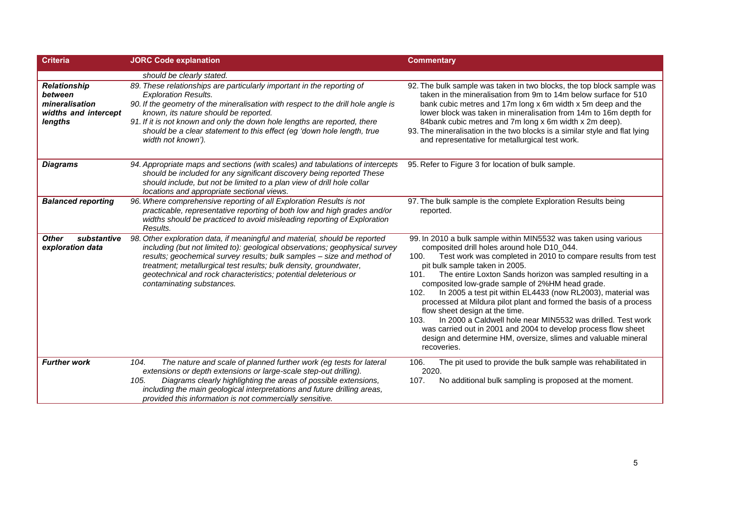| Criteria | JORC Code explanation | Commentary |
|---|---|---|
| | *should be clearly stated.* | |
| ***Relationship between mineralisation widths and intercept lengths*** | *89. These relationships are particularly important in the reporting of Exploration Results.*<br>*90. If the geometry of the mineralisation with respect to the drill hole angle is known, its nature should be reported.*<br>*91. If it is not known and only the down hole lengths are reported, there should be a clear statement to this effect (eg 'down hole length, true width not known').* | 92. The bulk sample was taken in two blocks, the top block sample was taken in the mineralisation from 9m to 14m below surface for 510 bank cubic metres and 17m long x 6m width x 5m deep and the lower block was taken in mineralisation from 14m to 16m depth for 84bank cubic metres and 7m long x 6m width x 2m deep).<br>93. The mineralisation in the two blocks is a similar style and flat lying and representative for metallurgical test work. |
| ***Diagrams*** | *94. Appropriate maps and sections (with scales) and tabulations of intercepts should be included for any significant discovery being reported These should include, but not be limited to a plan view of drill hole collar locations and appropriate sectional views.* | 95. Refer to Figure 3 for location of bulk sample. |
| ***Balanced reporting*** | *96. Where comprehensive reporting of all Exploration Results is not practicable, representative reporting of both low and high grades and/or widths should be practiced to avoid misleading reporting of Exploration Results.* | 97. The bulk sample is the complete Exploration Results being reported. |
| ***Other substantive exploration data*** | *98. Other exploration data, if meaningful and material, should be reported including (but not limited to): geological observations; geophysical survey results; geochemical survey results; bulk samples – size and method of treatment; metallurgical test results; bulk density, groundwater, geotechnical and rock characteristics; potential deleterious or contaminating substances.* | 99. In 2010 a bulk sample within MIN5532 was taken using various composited drill holes around hole D10_044.<br>100. Test work was completed in 2010 to compare results from test pit bulk sample taken in 2005.<br>101. The entire Loxton Sands horizon was sampled resulting in a composited low-grade sample of 2%HM head grade.<br>102. In 2005 a test pit within EL4433 (now RL2003), material was processed at Mildura pilot plant and formed the basis of a process flow sheet design at the time.<br>103. In 2000 a Caldwell hole near MIN5532 was drilled. Test work was carried out in 2001 and 2004 to develop process flow sheet design and determine HM, oversize, slimes and valuable mineral recoveries. |
| ***Further work*** | *104. The nature and scale of planned further work (eg tests for lateral extensions or depth extensions or large-scale step-out drilling).*<br>*105. Diagrams clearly highlighting the areas of possible extensions, including the main geological interpretations and future drilling areas, provided this information is not commercially sensitive.* | 106. The pit used to provide the bulk sample was rehabilitated in 2020.<br>107. No additional bulk sampling is proposed at the moment. |